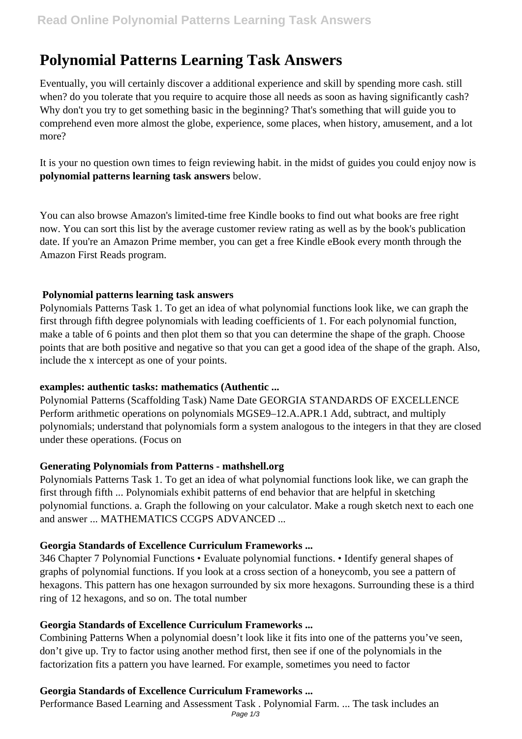# Polynomial Patterns Learning Task Answers

Eventually, you will certainly discover a additional experience and skill by spending more cash. still when? do you tolerate that you require to acquire those all needs as soon as having significantly cash? Why don't you try to get something basic in the beginning? That's something that will guide you to comprehend even more almost the globe, experience, some places, when history, amusement, and a lot more?

It is your no question own times to feign reviewing habit. in the midst of guides you could enjoy now is **polynomial patterns learning task answers** below.

You can also browse Amazon's limited-time free Kindle books to find out what books are free right now. You can sort this list by the average customer review rating as well as by the book's publication date. If you're an Amazon Prime member, you can get a free Kindle eBook every month through the Amazon First Reads program.

### Polynomial patterns learning task answers

Polynomials Patterns Task 1. To get an idea of what polynomial functions look like, we can graph the first through fifth degree polynomials with leading coefficients of 1. For each polynomial function, make a table of 6 points and then plot them so that you can determine the shape of the graph. Choose points that are both positive and negative so that you can get a good idea of the shape of the graph. Also, include the x intercept as one of your points.

### examples: authentic tasks: mathematics (Authentic ...

Polynomial Patterns (Scaffolding Task) Name Date GEORGIA STANDARDS OF EXCELLENCE Perform arithmetic operations on polynomials MGSE9–12.A.APR.1 Add, subtract, and multiply polynomials; understand that polynomials form a system analogous to the integers in that they are closed under these operations. (Focus on

### Generating Polynomials from Patterns - mathshell.org

Polynomials Patterns Task 1. To get an idea of what polynomial functions look like, we can graph the first through fifth ... Polynomials exhibit patterns of end behavior that are helpful in sketching polynomial functions. a. Graph the following on your calculator. Make a rough sketch next to each one and answer ... MATHEMATICS CCGPS ADVANCED ...

### Georgia Standards of Excellence Curriculum Frameworks ...

346 Chapter 7 Polynomial Functions • Evaluate polynomial functions. • Identify general shapes of graphs of polynomial functions. If you look at a cross section of a honeycomb, you see a pattern of hexagons. This pattern has one hexagon surrounded by six more hexagons. Surrounding these is a third ring of 12 hexagons, and so on. The total number

### Georgia Standards of Excellence Curriculum Frameworks ...

Combining Patterns When a polynomial doesn't look like it fits into one of the patterns you've seen, don't give up. Try to factor using another method first, then see if one of the polynomials in the factorization fits a pattern you have learned. For example, sometimes you need to factor

### Georgia Standards of Excellence Curriculum Frameworks ...

Performance Based Learning and Assessment Task . Polynomial Farm. ... The task includes an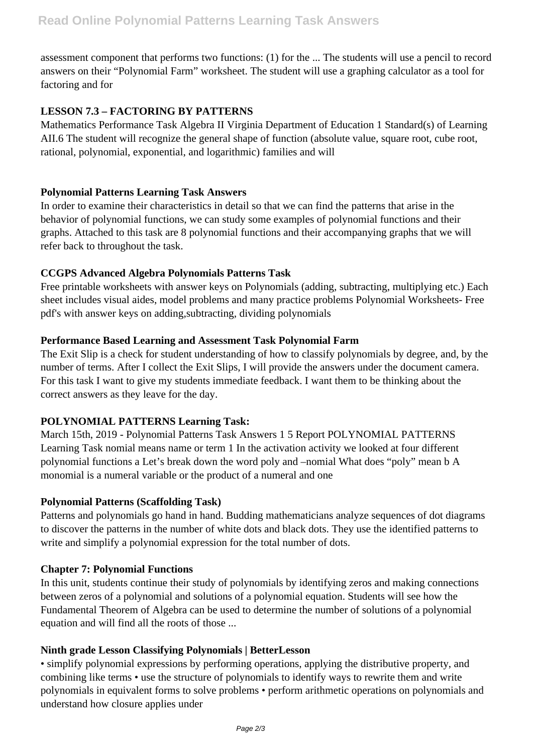assessment component that performs two functions: (1) for the ... The students will use a pencil to record answers on their "Polynomial Farm" worksheet. The student will use a graphing calculator as a tool for factoring and for

### LESSON 7.3 – FACTORING BY PATTERNS

Mathematics Performance Task Algebra II Virginia Department of Education 1 Standard(s) of Learning AII.6 The student will recognize the general shape of function (absolute value, square root, cube root, rational, polynomial, exponential, and logarithmic) families and will

### Polynomial Patterns Learning Task Answers

In order to examine their characteristics in detail so that we can find the patterns that arise in the behavior of polynomial functions, we can study some examples of polynomial functions and their graphs. Attached to this task are 8 polynomial functions and their accompanying graphs that we will refer back to throughout the task.

### CCGPS Advanced Algebra Polynomials Patterns Task

Free printable worksheets with answer keys on Polynomials (adding, subtracting, multiplying etc.) Each sheet includes visual aides, model problems and many practice problems Polynomial Worksheets- Free pdf's with answer keys on adding,subtracting, dividing polynomials

### Performance Based Learning and Assessment Task Polynomial Farm

The Exit Slip is a check for student understanding of how to classify polynomials by degree, and, by the number of terms. After I collect the Exit Slips, I will provide the answers under the document camera. For this task I want to give my students immediate feedback. I want them to be thinking about the correct answers as they leave for the day.

### POLYNOMIAL PATTERNS Learning Task:

March 15th, 2019 - Polynomial Patterns Task Answers 1 5 Report POLYNOMIAL PATTERNS Learning Task nomial means name or term 1 In the activation activity we looked at four different polynomial functions a Let's break down the word poly and –nomial What does "poly" mean b A monomial is a numeral variable or the product of a numeral and one

### Polynomial Patterns (Scaffolding Task)

Patterns and polynomials go hand in hand. Budding mathematicians analyze sequences of dot diagrams to discover the patterns in the number of white dots and black dots. They use the identified patterns to write and simplify a polynomial expression for the total number of dots.

### Chapter 7: Polynomial Functions

In this unit, students continue their study of polynomials by identifying zeros and making connections between zeros of a polynomial and solutions of a polynomial equation. Students will see how the Fundamental Theorem of Algebra can be used to determine the number of solutions of a polynomial equation and will find all the roots of those ...

### Ninth grade Lesson Classifying Polynomials | BetterLesson

- simplify polynomial expressions by performing operations, applying the distributive property, and combining like terms
- use the structure of polynomials to identify ways to rewrite them and write polynomials in equivalent forms to solve problems
- perform arithmetic operations on polynomials and understand how closure applies under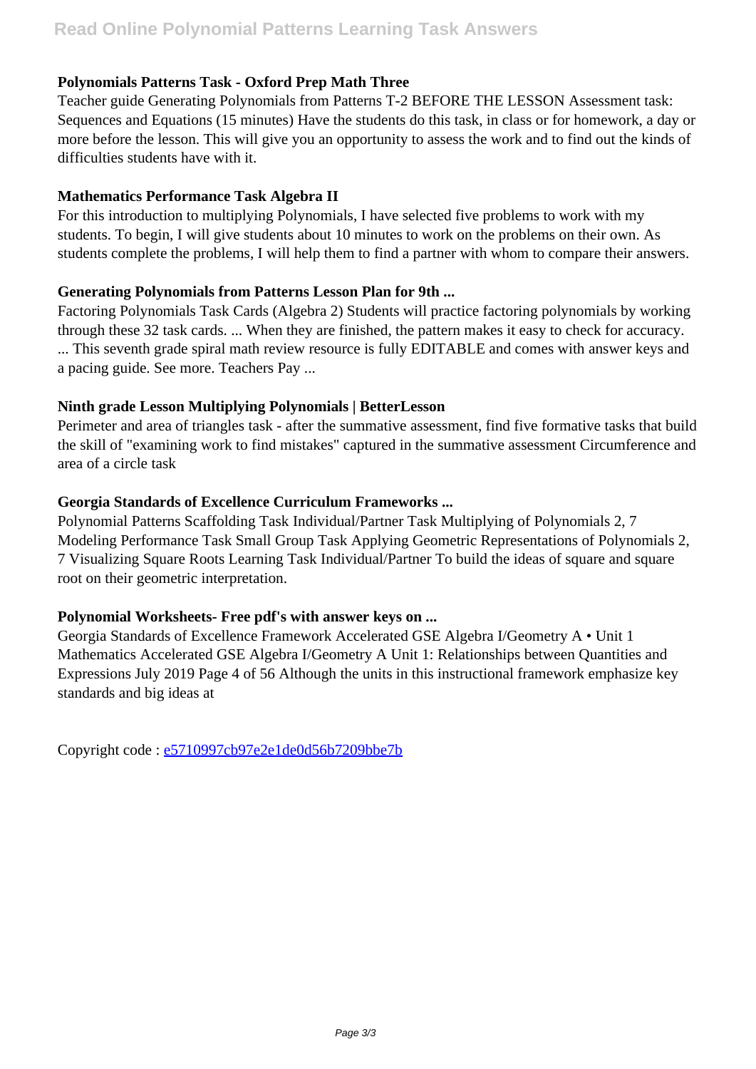### Polynomials Patterns Task - Oxford Prep Math Three

Teacher guide Generating Polynomials from Patterns T-2 BEFORE THE LESSON Assessment task: Sequences and Equations (15 minutes) Have the students do this task, in class or for homework, a day or more before the lesson. This will give you an opportunity to assess the work and to find out the kinds of difficulties students have with it.

### Mathematics Performance Task Algebra II

For this introduction to multiplying Polynomials, I have selected five problems to work with my students. To begin, I will give students about 10 minutes to work on the problems on their own. As students complete the problems, I will help them to find a partner with whom to compare their answers.

### Generating Polynomials from Patterns Lesson Plan for 9th ...

Factoring Polynomials Task Cards (Algebra 2) Students will practice factoring polynomials by working through these 32 task cards. ... When they are finished, the pattern makes it easy to check for accuracy. ... This seventh grade spiral math review resource is fully EDITABLE and comes with answer keys and a pacing guide. See more. Teachers Pay ...

### Ninth grade Lesson Multiplying Polynomials | BetterLesson

Perimeter and area of triangles task - after the summative assessment, find five formative tasks that build the skill of "examining work to find mistakes" captured in the summative assessment Circumference and area of a circle task

### Georgia Standards of Excellence Curriculum Frameworks ...

Polynomial Patterns Scaffolding Task Individual/Partner Task Multiplying of Polynomials 2, 7 Modeling Performance Task Small Group Task Applying Geometric Representations of Polynomials 2, 7 Visualizing Square Roots Learning Task Individual/Partner To build the ideas of square and square root on their geometric interpretation.

### Polynomial Worksheets- Free pdf's with answer keys on ...

Georgia Standards of Excellence Framework Accelerated GSE Algebra I/Geometry A • Unit 1 Mathematics Accelerated GSE Algebra I/Geometry A Unit 1: Relationships between Quantities and Expressions July 2019 Page 4 of 56 Although the units in this instructional framework emphasize key standards and big ideas at

Copyright code : e5710997cb97e2e1de0d56b7209bbe7b